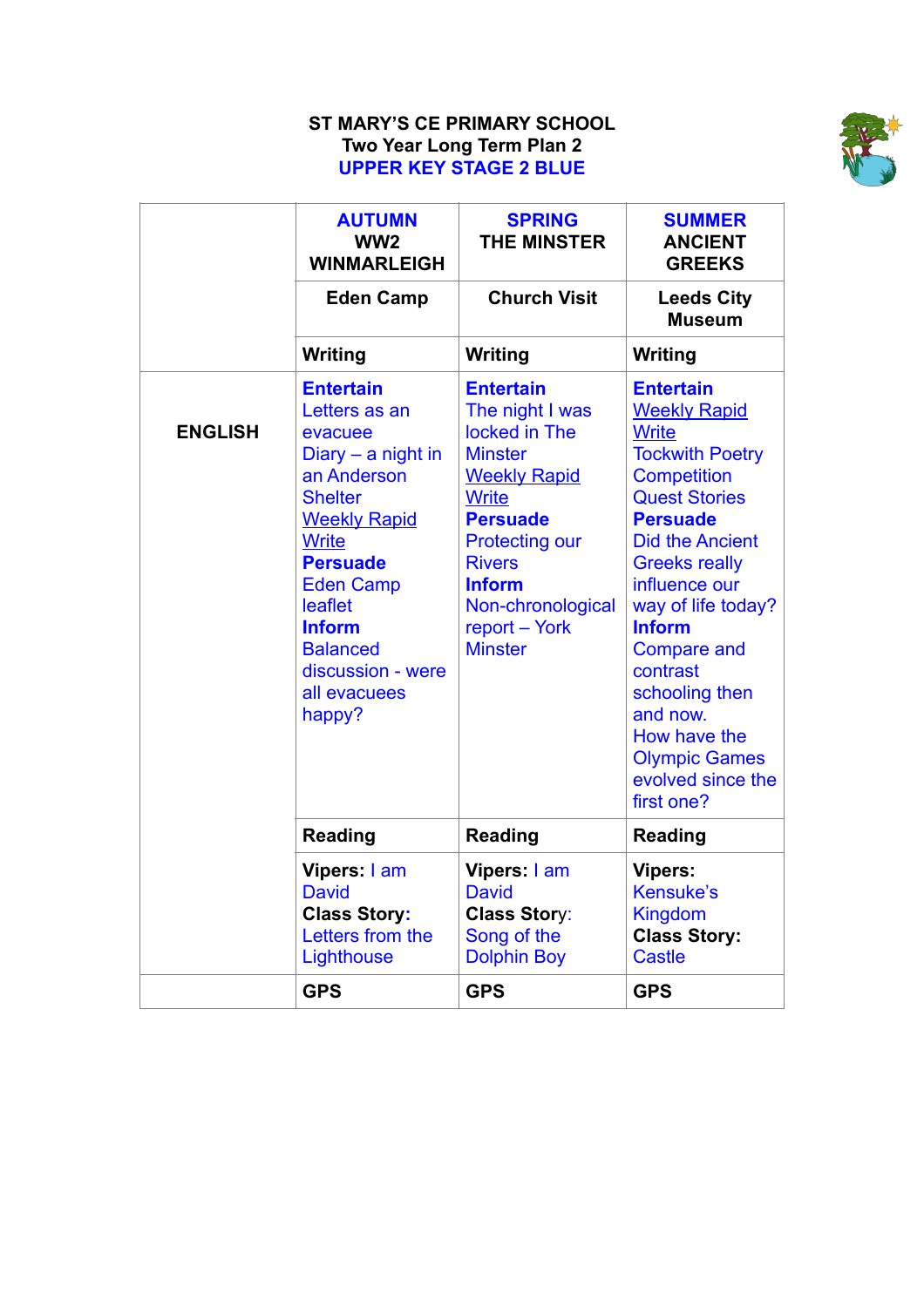**ST MARY'S CE PRIMARY SCHOOL**
**Two Year Long Term Plan 2**
**UPPER KEY STAGE 2 BLUE**

| | AUTUMN<br>WW2<br>WINMARLEIGH | SPRING<br>THE MINSTER | SUMMER<br>ANCIENT GREEKS |
|---|---|---|---|
| | **Eden Camp** | **Church Visit** | **Leeds City Museum** |
| | **Writing** | **Writing** | **Writing** |
| **ENGLISH** | **Entertain**<br>Letters as an evacuee<br>Diary – a night in an Anderson Shelter<br>Weekly Rapid Write<br>**Persuade**<br>Eden Camp leaflet<br>**Inform**<br>Balanced discussion - were all evacuees happy? | **Entertain**<br>The night I was locked in The Minster<br>Weekly Rapid Write<br>**Persuade**<br>Protecting our Rivers<br>**Inform**<br>Non-chronological report – York Minster | **Entertain**<br>Weekly Rapid Write<br>Tockwith Poetry Competition<br>Quest Stories<br>**Persuade**<br>Did the Ancient Greeks really influence our way of life today?<br>**Inform**<br>Compare and contrast schooling then and now.<br>How have the Olympic Games evolved since the first one? |
| | **Reading** | **Reading** | **Reading** |
| | **Vipers:** I am David<br>**Class Story:** Letters from the Lighthouse | **Vipers:** I am David<br>**Class Story:** Song of the Dolphin Boy | **Vipers:** Kensuke's Kingdom<br>**Class Story:** Castle |
| | **GPS** | **GPS** | **GPS** |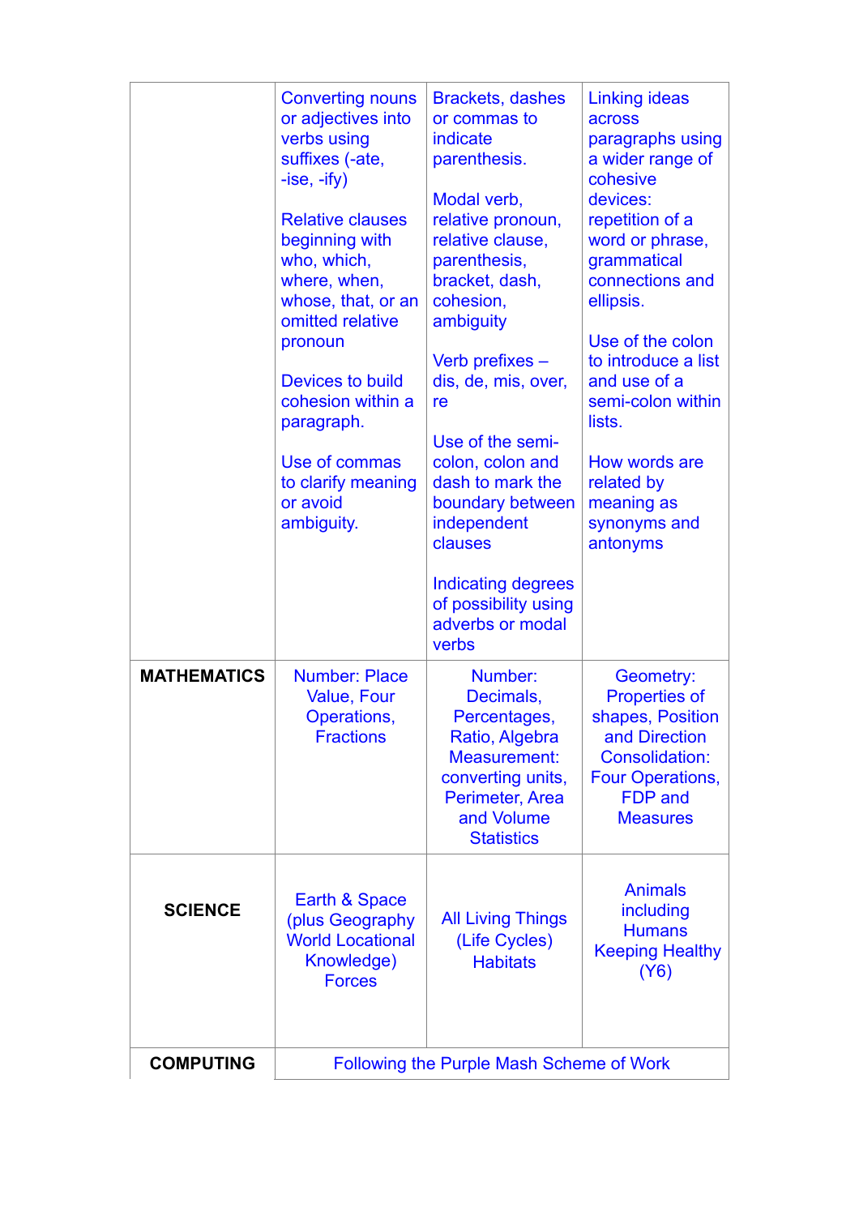| | | | |
|---|---|---|---|
| | Converting nouns or adjectives into verbs using suffixes (-ate, -ise, -ify)<br><br>Relative clauses beginning with who, which, where, when, whose, that, or an omitted relative pronoun<br><br>Devices to build cohesion within a paragraph.<br><br>Use of commas to clarify meaning or avoid ambiguity. | Brackets, dashes or commas to indicate parenthesis.<br><br>Modal verb, relative pronoun, relative clause, parenthesis, bracket, dash, cohesion, ambiguity<br><br>Verb prefixes – dis, de, mis, over, re<br><br>Use of the semi-colon, colon and dash to mark the boundary between independent clauses<br><br>Indicating degrees of possibility using adverbs or modal verbs | Linking ideas across paragraphs using a wider range of cohesive devices: repetition of a word or phrase, grammatical connections and ellipsis.<br><br>Use of the colon to introduce a list and use of a semi-colon within lists.<br><br>How words are related by meaning as synonyms and antonyms |
| **MATHEMATICS** | Number: Place Value, Four Operations, Fractions | Number: Decimals, Percentages, Ratio, Algebra Measurement: converting units, Perimeter, Area and Volume Statistics | Geometry: Properties of shapes, Position and Direction Consolidation: Four Operations, FDP and Measures |
| **SCIENCE** | Earth & Space (plus Geography World Locational Knowledge) Forces | All Living Things (Life Cycles) Habitats | Animals including Humans Keeping Healthy (Y6) |
| **COMPUTING** | Following the Purple Mash Scheme of Work | | |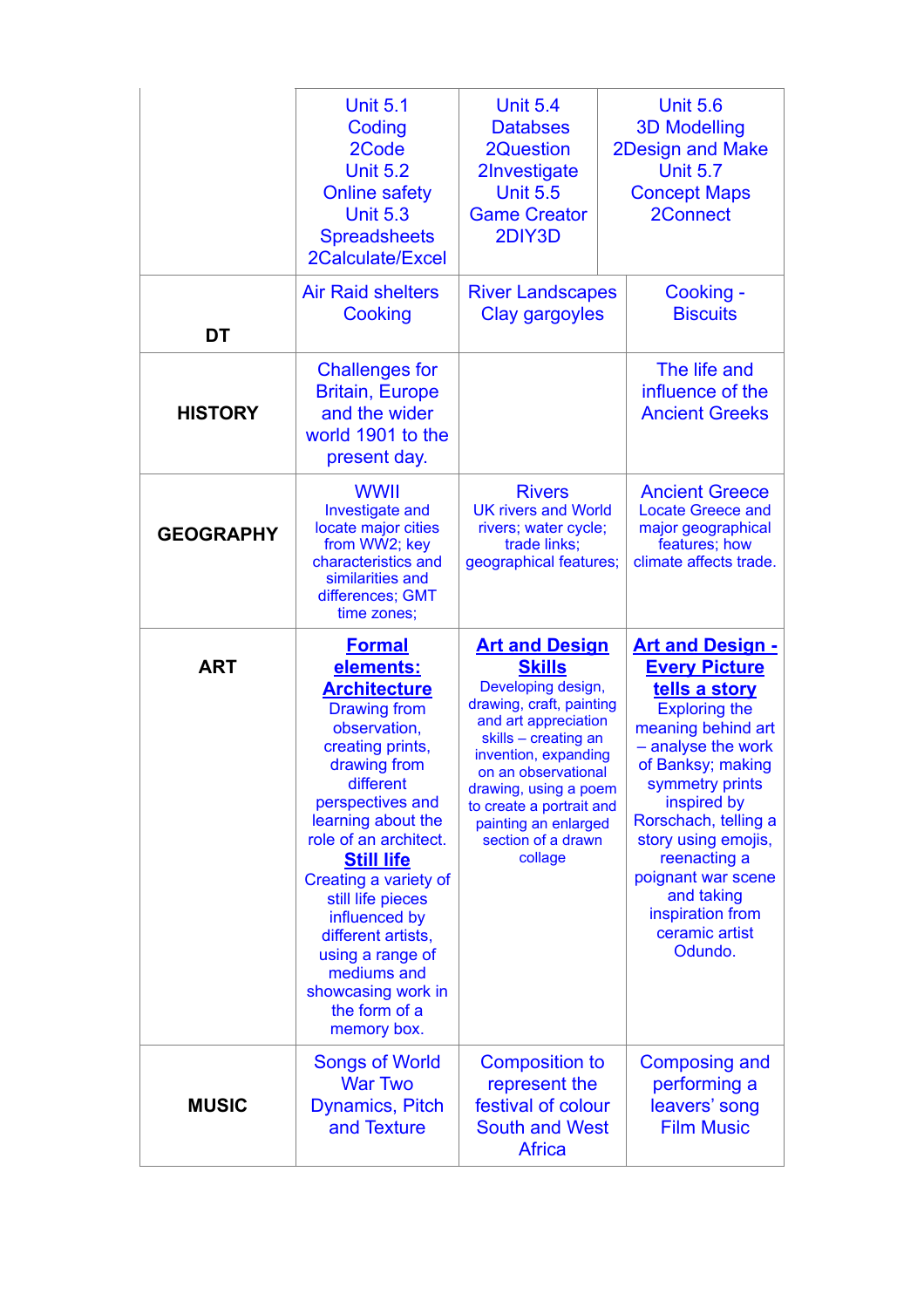| | | | |
|---|---|---|---|
| | Unit 5.1 Coding 2Code Unit 5.2 Online safety Unit 5.3 Spreadsheets 2Calculate/Excel | Unit 5.4 Databses 2Question 2Investigate Unit 5.5 Game Creator 2DIY3D | Unit 5.6 3D Modelling 2Design and Make Unit 5.7 Concept Maps 2Connect |
| **DT** | Air Raid shelters Cooking | River Landscapes Clay gargoyles | Cooking - Biscuits |
| **HISTORY** | Challenges for Britain, Europe and the wider world 1901 to the present day. | | The life and influence of the Ancient Greeks |
| **GEOGRAPHY** | WWII Investigate and locate major cities from WW2; key characteristics and similarities and differences; GMT time zones; | Rivers UK rivers and World rivers; water cycle; trade links; geographical features; | Ancient Greece Locate Greece and major geographical features; how climate affects trade. |
| **ART** | **Formal elements: Architecture** Drawing from observation, creating prints, drawing from different perspectives and learning about the role of an architect. **Still life** Creating a variety of still life pieces influenced by different artists, using a range of mediums and showcasing work in the form of a memory box. | **Art and Design Skills** Developing design, drawing, craft, painting and art appreciation skills – creating an invention, expanding on an observational drawing, using a poem to create a portrait and painting an enlarged section of a drawn collage | **Art and Design - Every Picture tells a story** Exploring the meaning behind art – analyse the work of Banksy; making symmetry prints inspired by Rorschach, telling a story using emojis, reenacting a poignant war scene and taking inspiration from ceramic artist Odundo. |
| **MUSIC** | Songs of World War Two Dynamics, Pitch and Texture | Composition to represent the festival of colour South and West Africa | Composing and performing a leavers' song Film Music |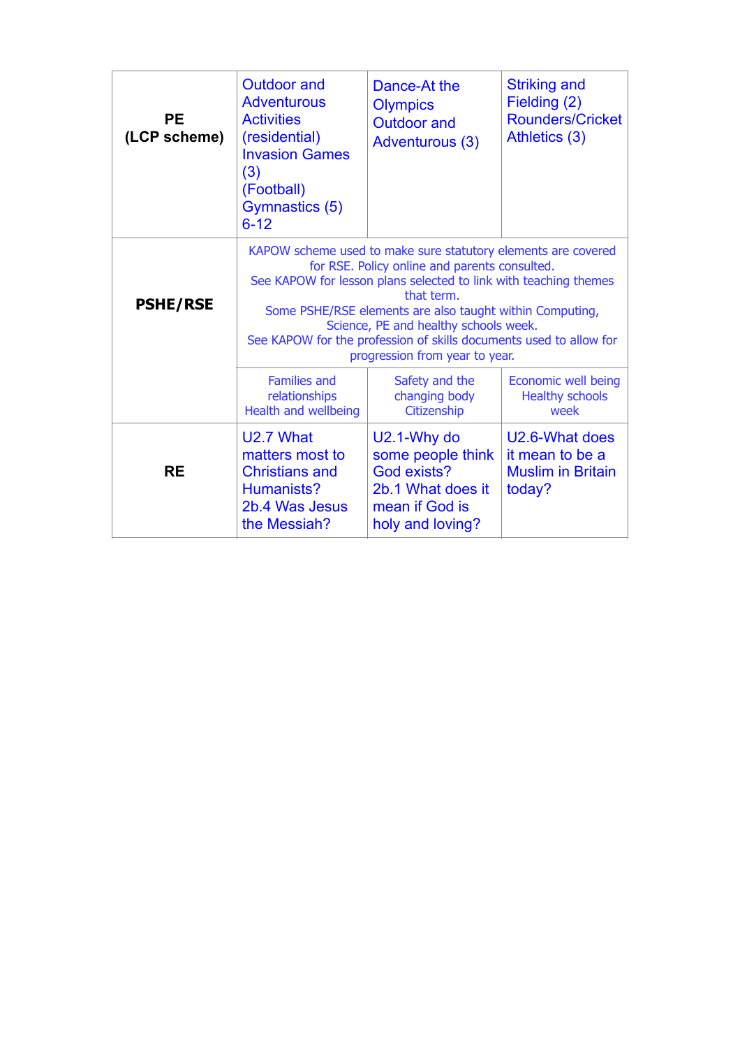| | | | |
|---|---|---|---|
| **PE (LCP scheme)** | Outdoor and Adventurous Activities (residential) Invasion Games (3) (Football) Gymnastics (5) 6-12 | Dance-At the Olympics Outdoor and Adventurous (3) | Striking and Fielding (2) Rounders/Cricket Athletics (3) |
| **PSHE/RSE** | KAPOW scheme used to make sure statutory elements are covered for RSE. Policy online and parents consulted. See KAPOW for lesson plans selected to link with teaching themes that term. Some PSHE/RSE elements are also taught within Computing, Science, PE and healthy schools week. See KAPOW for the profession of skills documents used to allow for progression from year to year. | | |
| | Families and relationships Health and wellbeing | Safety and the changing body Citizenship | Economic well being Healthy schools week |
| **RE** | U2.7 What matters most to Christians and Humanists? 2b.4 Was Jesus the Messiah? | U2.1-Why do some people think God exists? 2b.1 What does it mean if God is holy and loving? | U2.6-What does it mean to be a Muslim in Britain today? |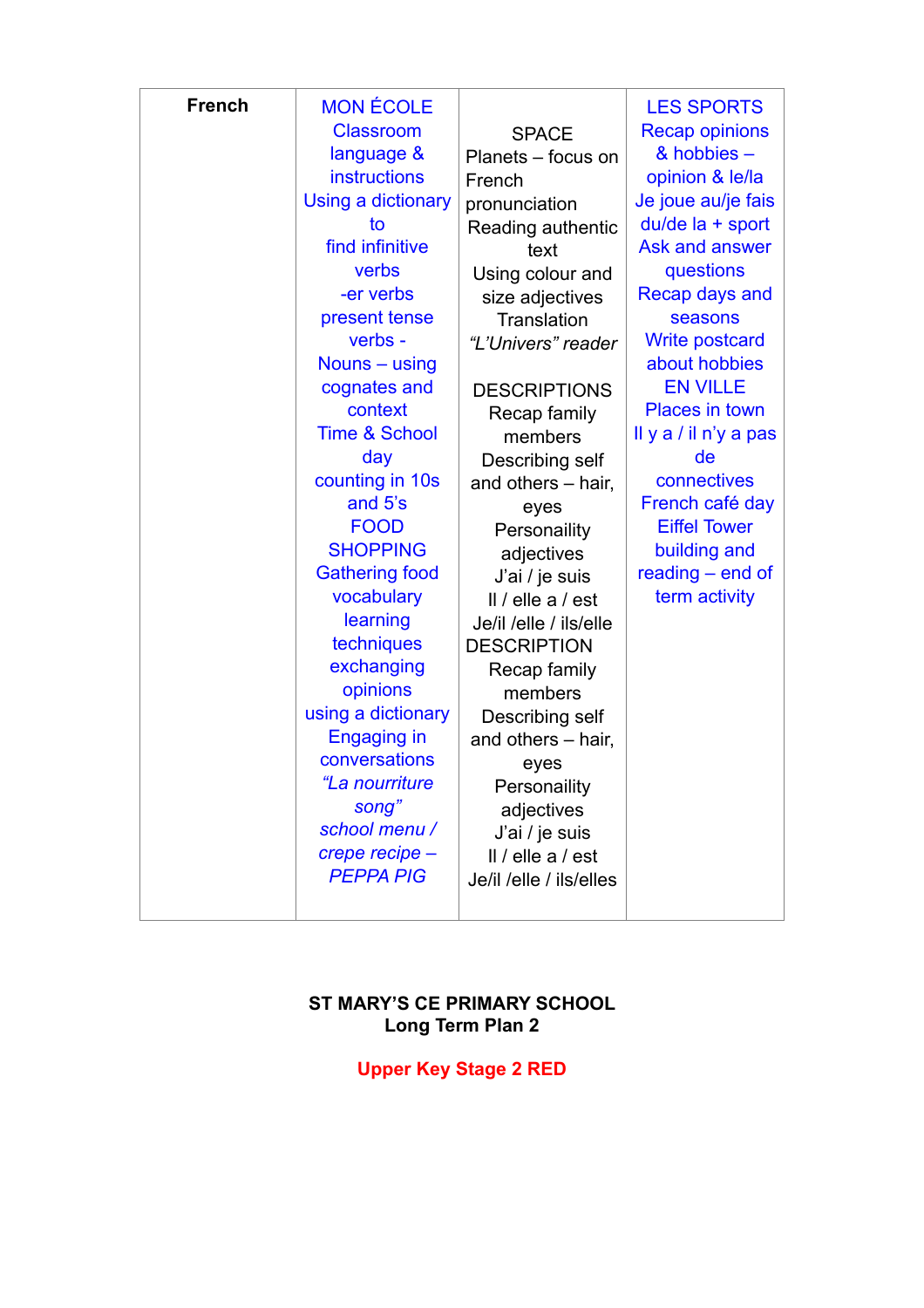| | | | |
|---|---|---|---|
| **French** | MON ÉCOLE<br>Classroom language & instructions<br>Using a dictionary to find infinitive verbs<br>-er verbs present tense verbs -<br>Nouns – using cognates and context<br>Time & School day<br>counting in 10s and 5's<br>FOOD SHOPPING<br>Gathering food vocabulary<br>learning techniques<br>exchanging opinions<br>using a dictionary<br>Engaging in conversations<br>*"La nourriture song"*<br>*school menu / crepe recipe – PEPPA PIG* | SPACE<br>Planets – focus on French pronunciation<br>Reading authentic text<br>Using colour and size adjectives<br>Translation<br>*"L'Univers" reader*<br><br>DESCRIPTIONS<br>Recap family members<br>Describing self and others – hair, eyes<br>Personaility adjectives<br>J'ai / je suis<br>Il / elle a / est<br>Je/il /elle / ils/elle<br>DESCRIPTION<br>Recap family members<br>Describing self and others – hair, eyes<br>Personaility adjectives<br>J'ai / je suis<br>Il / elle a / est<br>Je/il /elle / ils/elles | LES SPORTS<br>Recap opinions & hobbies – opinion & le/la<br>Je joue au/je fais du/de la + sport<br>Ask and answer questions<br>Recap days and seasons<br>Write postcard about hobbies<br>EN VILLE<br>Places in town<br>Il y a / il n'y a pas de<br>connectives<br>French café day<br>Eiffel Tower building and reading – end of term activity |

**ST MARY'S CE PRIMARY SCHOOL**
**Long Term Plan 2**

**Upper Key Stage 2 RED**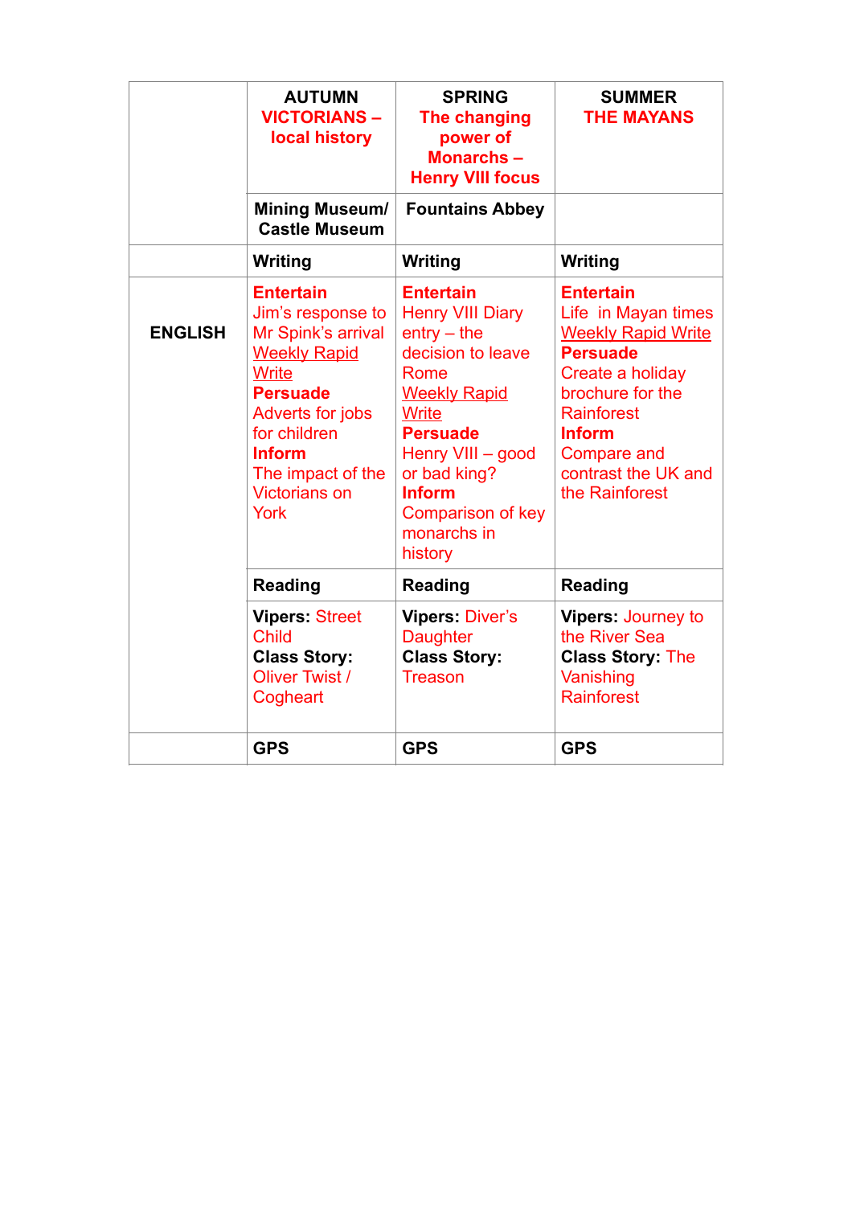| | AUTUMN<br>VICTORIANS – local history | SPRING<br>The changing power of Monarchs – Henry VIII focus | SUMMER<br>THE MAYANS |
|---|---|---|---|
| | Mining Museum/ Castle Museum | Fountains Abbey | |
| | **Writing** | **Writing** | **Writing** |
| **ENGLISH** | **Entertain**<br>Jim's response to Mr Spink's arrival<br>Weekly Rapid Write<br>**Persuade**<br>Adverts for jobs for children<br>**Inform**<br>The impact of the Victorians on York | **Entertain**<br>Henry VIII Diary entry – the decision to leave Rome<br>Weekly Rapid Write<br>**Persuade**<br>Henry VIII – good or bad king?<br>**Inform**<br>Comparison of key monarchs in history | **Entertain**<br>Life in Mayan times<br>Weekly Rapid Write<br>**Persuade**<br>Create a holiday brochure for the Rainforest<br>**Inform**<br>Compare and contrast the UK and the Rainforest |
| | **Reading** | **Reading** | **Reading** |
| | **Vipers:** Street Child<br>**Class Story:** Oliver Twist / Cogheart | **Vipers:** Diver's Daughter<br>**Class Story:** Treason | **Vipers:** Journey to the River Sea<br>**Class Story:** The Vanishing Rainforest |
| | **GPS** | **GPS** | **GPS** |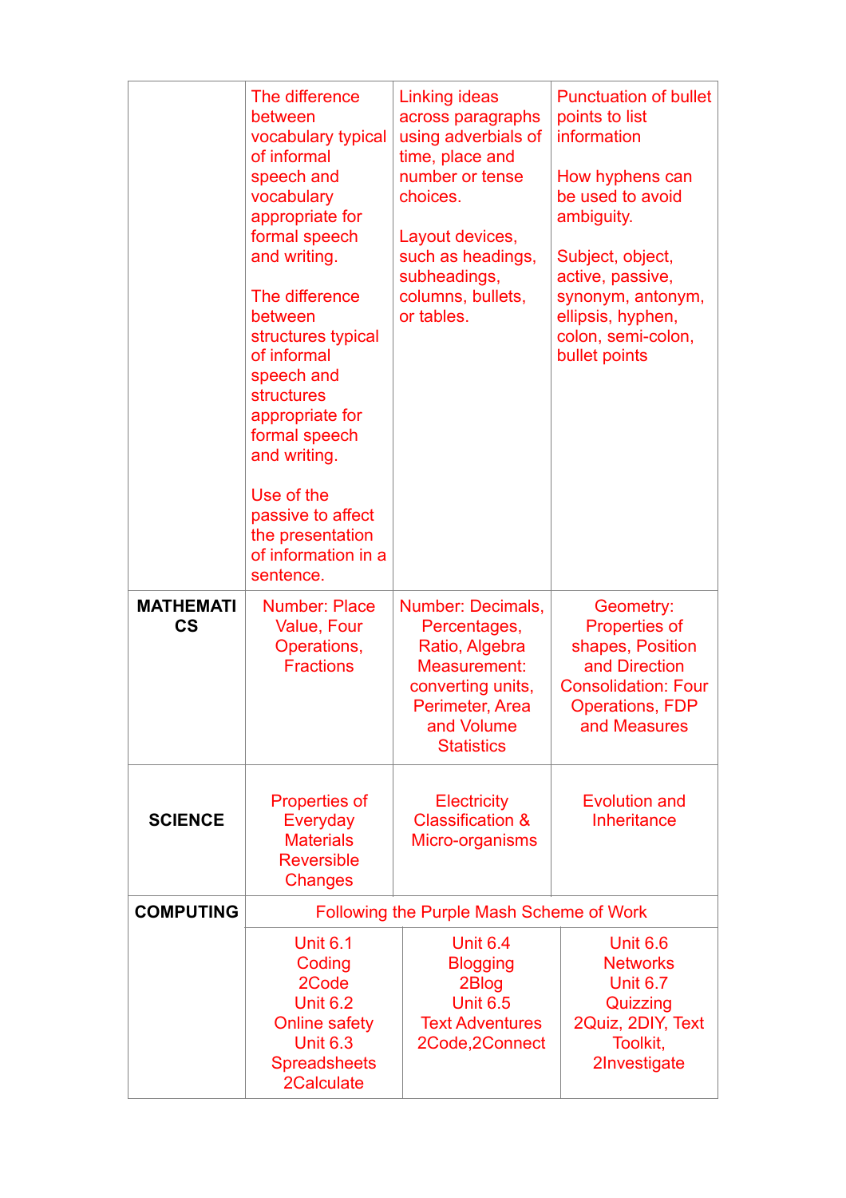| | | | |
|---|---|---|---|
| | The difference between vocabulary typical of informal speech and vocabulary appropriate for formal speech and writing.<br><br>The difference between structures typical of informal speech and structures appropriate for formal speech and writing.<br><br>Use of the passive to affect the presentation of information in a sentence. | Linking ideas across paragraphs using adverbials of time, place and number or tense choices.<br><br>Layout devices, such as headings, subheadings, columns, bullets, or tables. | Punctuation of bullet points to list information<br><br>How hyphens can be used to avoid ambiguity.<br><br>Subject, object, active, passive, synonym, antonym, ellipsis, hyphen, colon, semi-colon, bullet points |
| **MATHEMATICS** | Number: Place Value, Four Operations, Fractions | Number: Decimals, Percentages, Ratio, Algebra Measurement: converting units, Perimeter, Area and Volume Statistics | Geometry: Properties of shapes, Position and Direction Consolidation: Four Operations, FDP and Measures |
| **SCIENCE** | Properties of Everyday Materials Reversible Changes | Electricity Classification & Micro-organisms | Evolution and Inheritance |
| **COMPUTING** | Following the Purple Mash Scheme of Work | | |
| | Unit 6.1 Coding 2Code Unit 6.2 Online safety Unit 6.3 Spreadsheets 2Calculate | Unit 6.4 Blogging 2Blog Unit 6.5 Text Adventures 2Code,2Connect | Unit 6.6 Networks Unit 6.7 Quizzing 2Quiz, 2DIY, Text Toolkit, 2Investigate |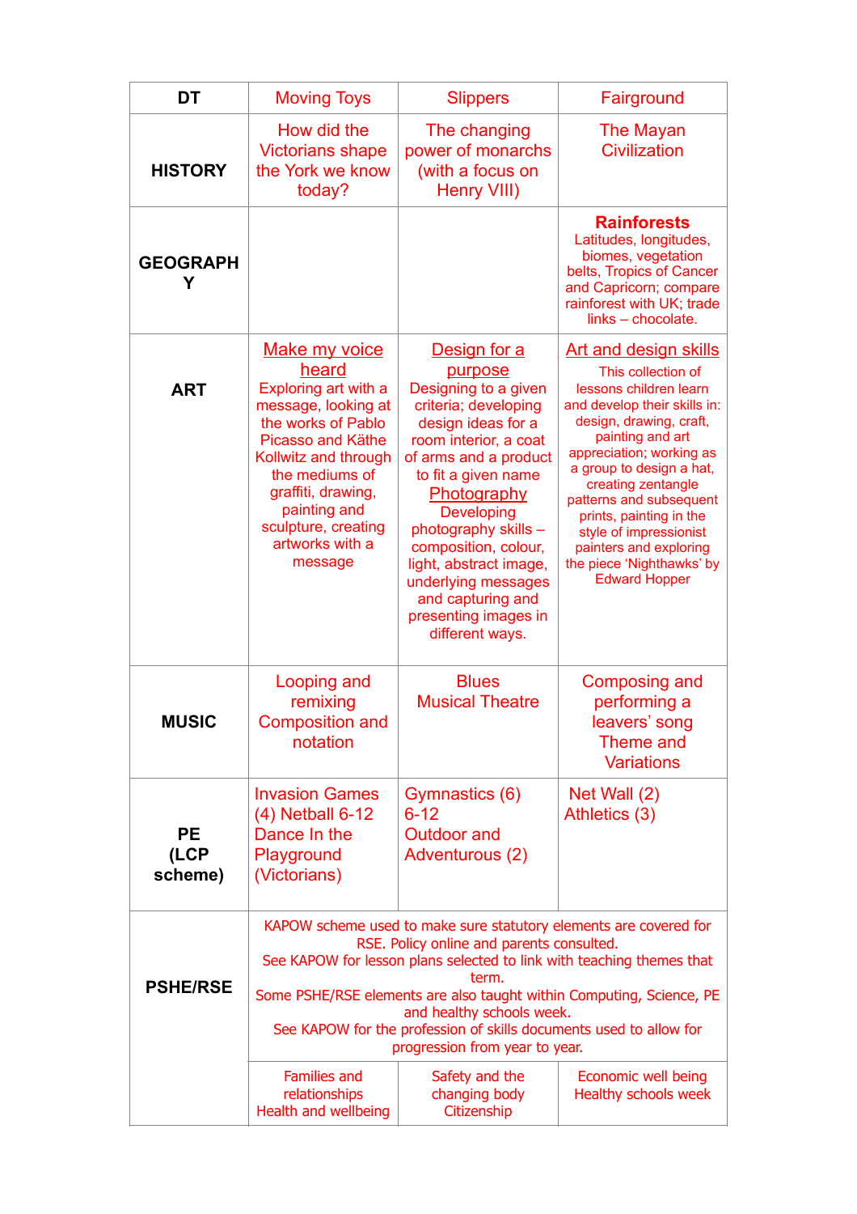| DT | Moving Toys | Slippers | Fairground |
|---|---|---|---|
| HISTORY | How did the Victorians shape the York we know today? | The changing power of monarchs (with a focus on Henry VIII) | The Mayan Civilization |
| GEOGRAPHY | | | **Rainforests** Latitudes, longitudes, biomes, vegetation belts, Tropics of Cancer and Capricorn; compare rainforest with UK; trade links – chocolate. |
| ART | Make my voice heard Exploring art with a message, looking at the works of Pablo Picasso and Käthe Kollwitz and through the mediums of graffiti, drawing, painting and sculpture, creating artworks with a message | Design for a purpose Designing to a given criteria; developing design ideas for a room interior, a coat of arms and a product to fit a given name Photography Developing photography skills – composition, colour, light, abstract image, underlying messages and capturing and presenting images in different ways. | Art and design skills This collection of lessons children learn and develop their skills in: design, drawing, craft, painting and art appreciation; working as a group to design a hat, creating zentangle patterns and subsequent prints, painting in the style of impressionist painters and exploring the piece 'Nighthawks' by Edward Hopper |
| MUSIC | Looping and remixing Composition and notation | Blues Musical Theatre | Composing and performing a leavers' song Theme and Variations |
| PE (LCP scheme) | Invasion Games (4) Netball 6-12 Dance In the Playground (Victorians) | Gymnastics (6) 6-12 Outdoor and Adventurous (2) | Net Wall (2) Athletics (3) |
| PSHE/RSE | KAPOW scheme used to make sure statutory elements are covered for RSE. Policy online and parents consulted. See KAPOW for lesson plans selected to link with teaching themes that term. Some PSHE/RSE elements are also taught within Computing, Science, PE and healthy schools week. See KAPOW for the profession of skills documents used to allow for progression from year to year. | | |
| | Families and relationships Health and wellbeing | Safety and the changing body Citizenship | Economic well being Healthy schools week |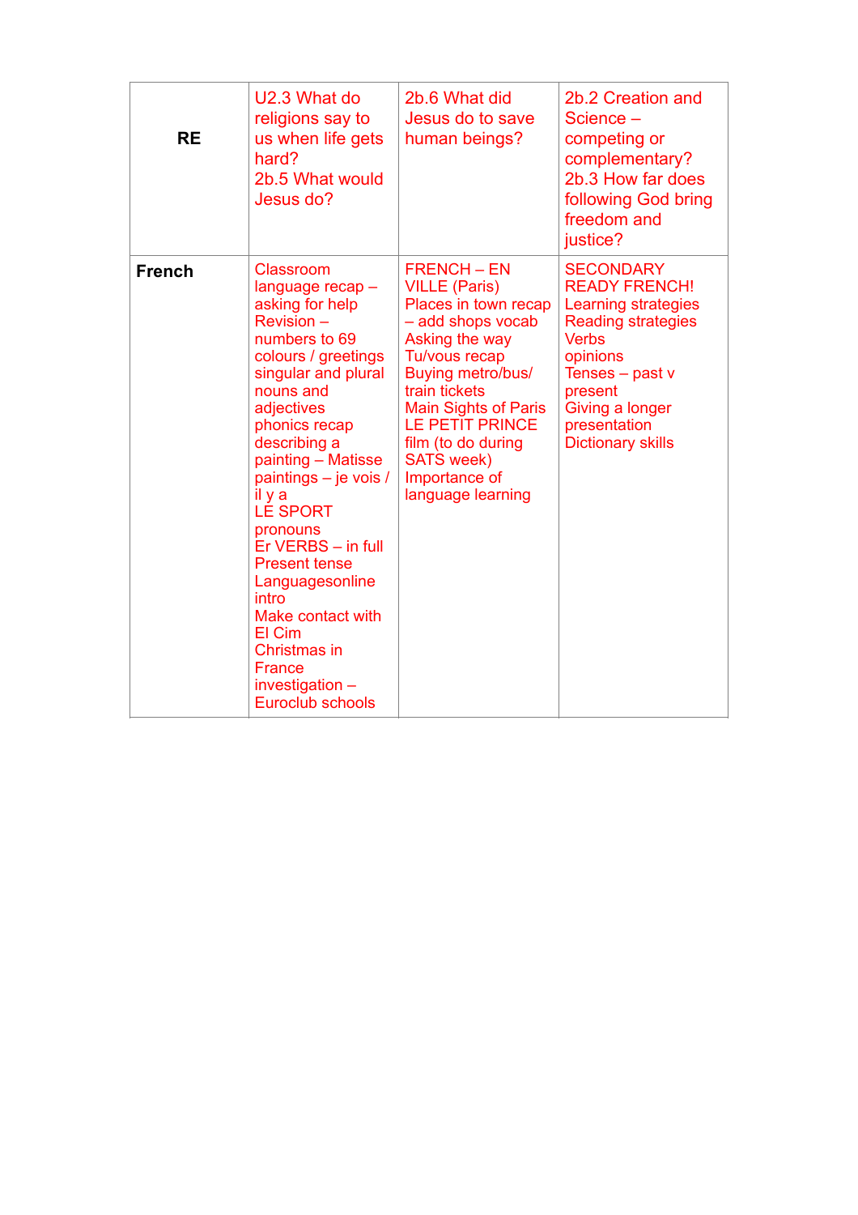| | | | |
|---|---|---|---|
| **RE** | U2.3 What do religions say to us when life gets hard?<br>2b.5 What would Jesus do? | 2b.6 What did Jesus do to save human beings? | 2b.2 Creation and Science – competing or complementary?<br>2b.3 How far does following God bring freedom and justice? |
| **French** | Classroom language recap – asking for help<br>Revision – numbers to 69<br>colours / greetings<br>singular and plural nouns and adjectives<br>phonics recap<br>describing a painting – Matisse paintings – je vois / il y a<br>LE SPORT<br>pronouns<br>Er VERBS – in full<br>Present tense<br>Languagesonline intro<br>Make contact with El Cim<br>Christmas in France investigation – Euroclub schools | FRENCH – EN VILLE (Paris)<br>Places in town recap – add shops vocab<br>Asking the way<br>Tu/vous recap<br>Buying metro/bus/ train tickets<br>Main Sights of Paris<br>LE PETIT PRINCE film (to do during SATS week)<br>Importance of language learning | SECONDARY READY FRENCH!<br>Learning strategies<br>Reading strategies<br>Verbs<br>opinions<br>Tenses – past v present<br>Giving a longer presentation<br>Dictionary skills |